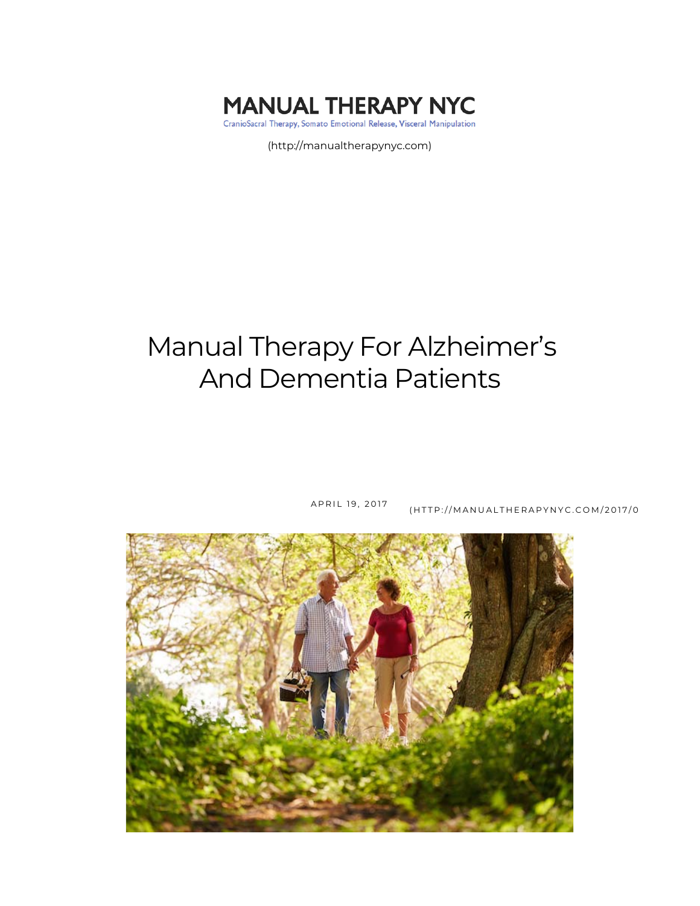MANUAL THERAPY NYC

CranioSacral Therapy, Somato Emotional Release, Visceral Manipulation

(http://manualtherapynyc.com)

# Manual Therapy For Alzheimer's And Dementia Patients

APRIL 19, 2017 (HTTP://MANUALTHERAPYNYC.COM/2017/0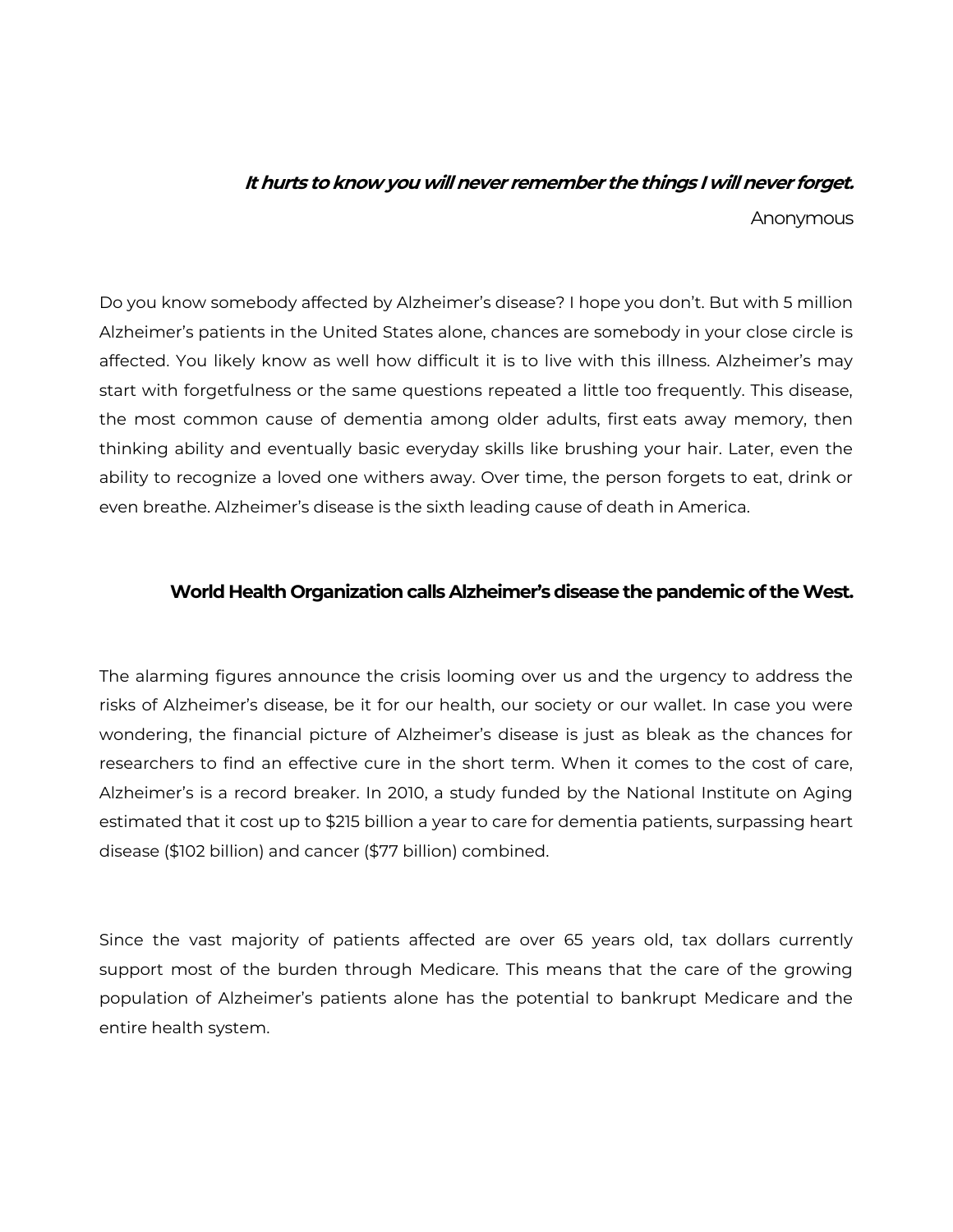***It hurts to know you will never remember the things I will never forget.***

Anonymous

Do you know somebody affected by Alzheimer's disease? I hope you don't. But with 5 million Alzheimer's patients in the United States alone, chances are somebody in your close circle is affected. You likely know as well how difficult it is to live with this illness. Alzheimer's may start with forgetfulness or the same questions repeated a little too frequently. This disease, the most common cause of dementia among older adults, first eats away memory, then thinking ability and eventually basic everyday skills like brushing your hair. Later, even the ability to recognize a loved one withers away. Over time, the person forgets to eat, drink or even breathe. Alzheimer's disease is the sixth leading cause of death in America.

**World Health Organization calls Alzheimer's disease the pandemic of the West.**

The alarming figures announce the crisis looming over us and the urgency to address the risks of Alzheimer's disease, be it for our health, our society or our wallet. In case you were wondering, the financial picture of Alzheimer's disease is just as bleak as the chances for researchers to find an effective cure in the short term. When it comes to the cost of care, Alzheimer's is a record breaker. In 2010, a study funded by the National Institute on Aging estimated that it cost up to $215 billion a year to care for dementia patients, surpassing heart disease ($102 billion) and cancer ($77 billion) combined.

Since the vast majority of patients affected are over 65 years old, tax dollars currently support most of the burden through Medicare. This means that the care of the growing population of Alzheimer's patients alone has the potential to bankrupt Medicare and the entire health system.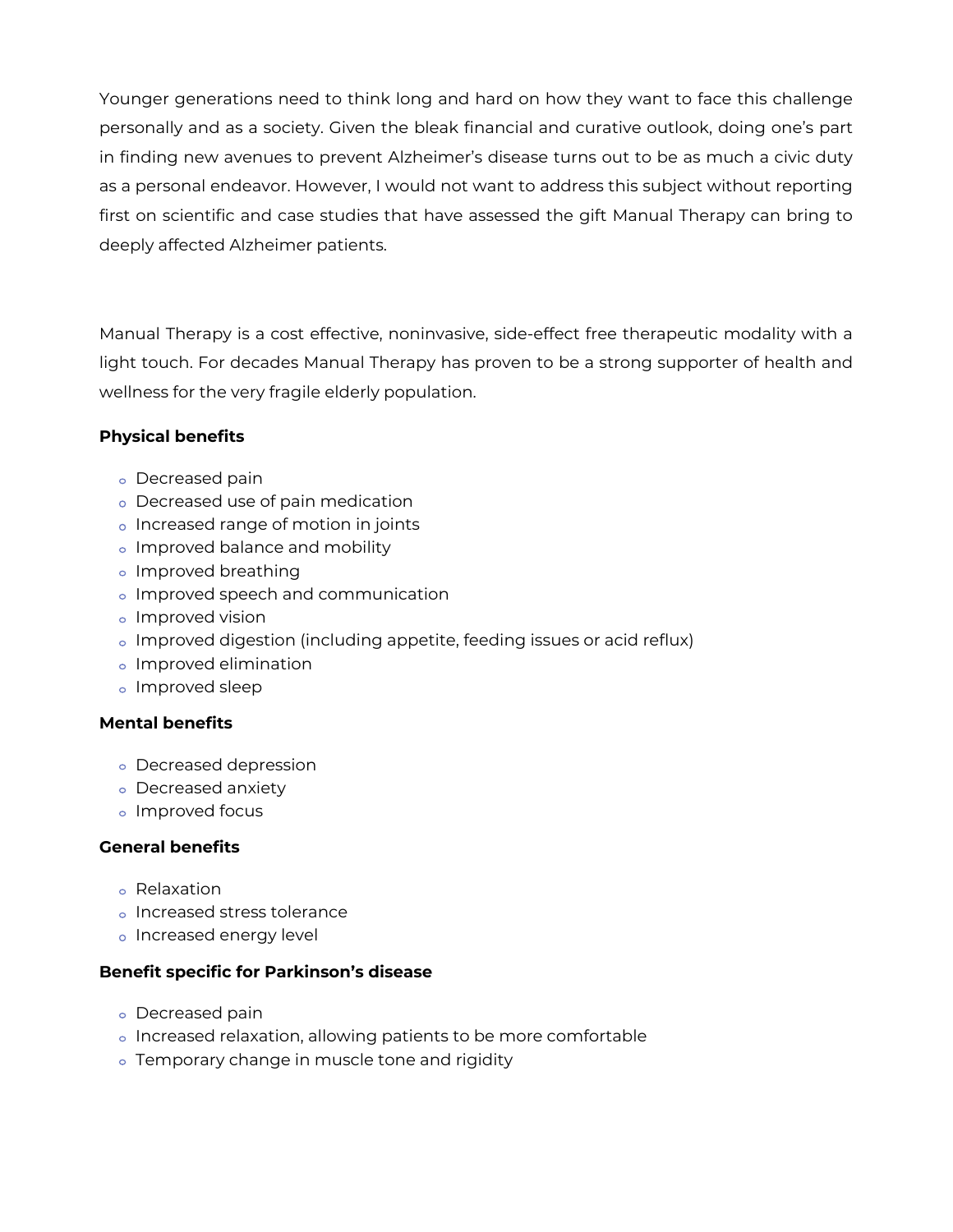Younger generations need to think long and hard on how they want to face this challenge personally and as a society. Given the bleak financial and curative outlook, doing one's part in finding new avenues to prevent Alzheimer's disease turns out to be as much a civic duty as a personal endeavor. However, I would not want to address this subject without reporting first on scientific and case studies that have assessed the gift Manual Therapy can bring to deeply affected Alzheimer patients.

Manual Therapy is a cost effective, noninvasive, side-effect free therapeutic modality with a light touch. For decades Manual Therapy has proven to be a strong supporter of health and wellness for the very fragile elderly population.

**Physical benefits**

- Decreased pain
- Decreased use of pain medication
- Increased range of motion in joints
- Improved balance and mobility
- Improved breathing
- Improved speech and communication
- Improved vision
- Improved digestion (including appetite, feeding issues or acid reflux)
- Improved elimination
- Improved sleep

**Mental benefits**

- Decreased depression
- Decreased anxiety
- Improved focus

**General benefits**

- Relaxation
- Increased stress tolerance
- Increased energy level

**Benefit specific for Parkinson's disease**

- Decreased pain
- Increased relaxation, allowing patients to be more comfortable
- Temporary change in muscle tone and rigidity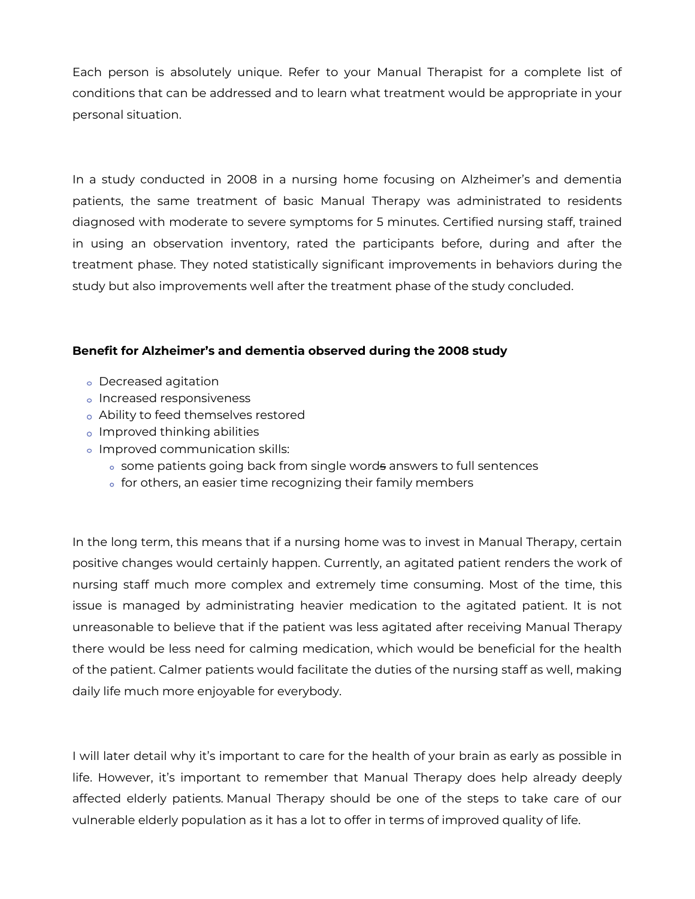Each person is absolutely unique. Refer to your Manual Therapist for a complete list of conditions that can be addressed and to learn what treatment would be appropriate in your personal situation.

In a study conducted in 2008 in a nursing home focusing on Alzheimer's and dementia patients, the same treatment of basic Manual Therapy was administrated to residents diagnosed with moderate to severe symptoms for 5 minutes. Certified nursing staff, trained in using an observation inventory, rated the participants before, during and after the treatment phase. They noted statistically significant improvements in behaviors during the study but also improvements well after the treatment phase of the study concluded.

**Benefit for Alzheimer's and dementia observed during the 2008 study**

- Decreased agitation
- Increased responsiveness
- Ability to feed themselves restored
- Improved thinking abilities
- Improved communication skills:
  - some patients going back from single word~~s~~ answers to full sentences
  - for others, an easier time recognizing their family members

In the long term, this means that if a nursing home was to invest in Manual Therapy, certain positive changes would certainly happen. Currently, an agitated patient renders the work of nursing staff much more complex and extremely time consuming. Most of the time, this issue is managed by administrating heavier medication to the agitated patient. It is not unreasonable to believe that if the patient was less agitated after receiving Manual Therapy there would be less need for calming medication, which would be beneficial for the health of the patient. Calmer patients would facilitate the duties of the nursing staff as well, making daily life much more enjoyable for everybody.

I will later detail why it's important to care for the health of your brain as early as possible in life. However, it's important to remember that Manual Therapy does help already deeply affected elderly patients. Manual Therapy should be one of the steps to take care of our vulnerable elderly population as it has a lot to offer in terms of improved quality of life.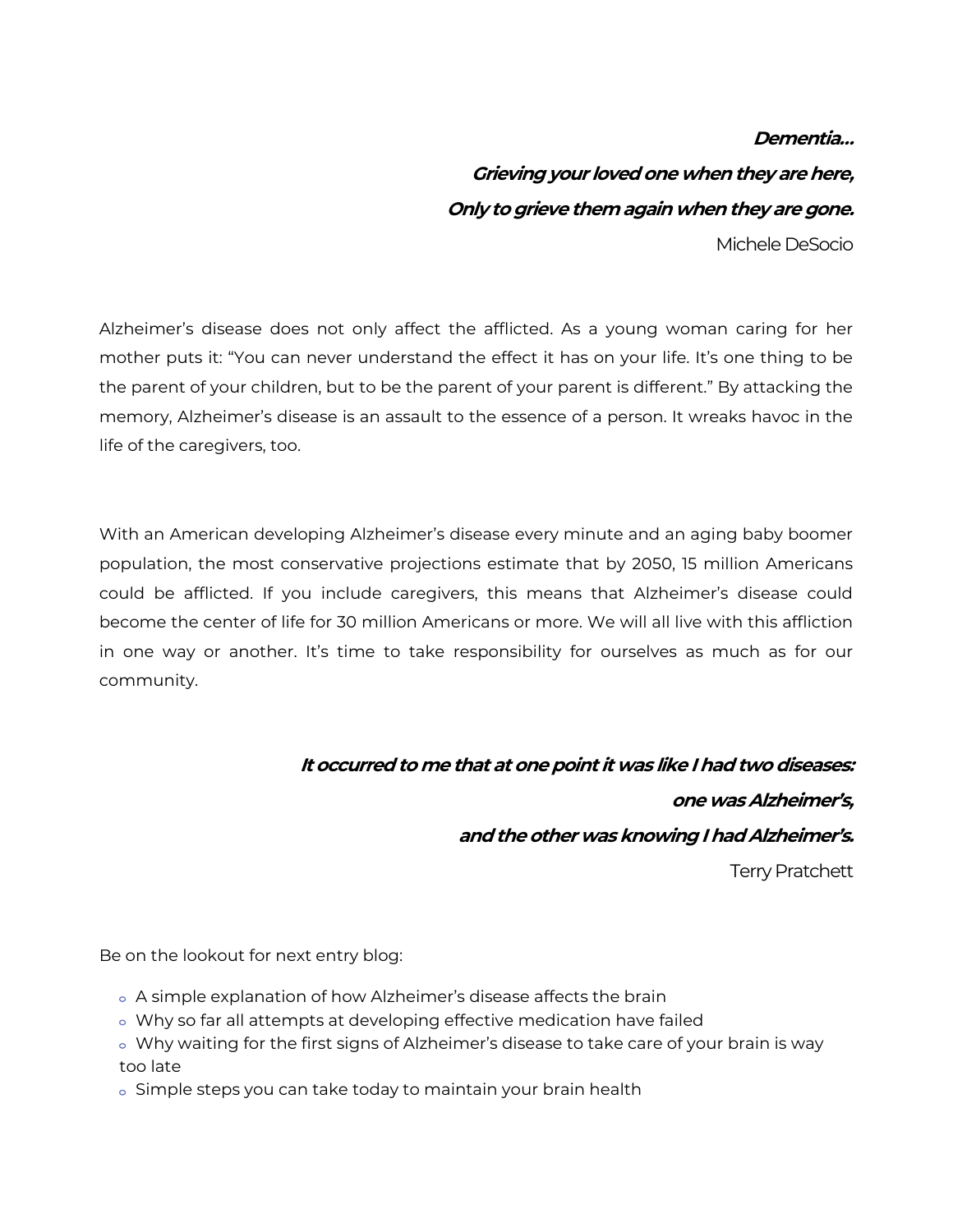***Dementia…***

***Grieving your loved one when they are here,***

***Only to grieve them again when they are gone.***

Michele DeSocio

Alzheimer's disease does not only affect the afflicted. As a young woman caring for her mother puts it: "You can never understand the effect it has on your life. It's one thing to be the parent of your children, but to be the parent of your parent is different." By attacking the memory, Alzheimer's disease is an assault to the essence of a person. It wreaks havoc in the life of the caregivers, too.

With an American developing Alzheimer's disease every minute and an aging baby boomer population, the most conservative projections estimate that by 2050, 15 million Americans could be afflicted. If you include caregivers, this means that Alzheimer's disease could become the center of life for 30 million Americans or more. We will all live with this affliction in one way or another. It's time to take responsibility for ourselves as much as for our community.

***It occurred to me that at one point it was like I had two diseases:***

***one was Alzheimer's,***

***and the other was knowing I had Alzheimer's.***

Terry Pratchett

Be on the lookout for next entry blog:

- A simple explanation of how Alzheimer's disease affects the brain
- Why so far all attempts at developing effective medication have failed
- Why waiting for the first signs of Alzheimer's disease to take care of your brain is way too late
- Simple steps you can take today to maintain your brain health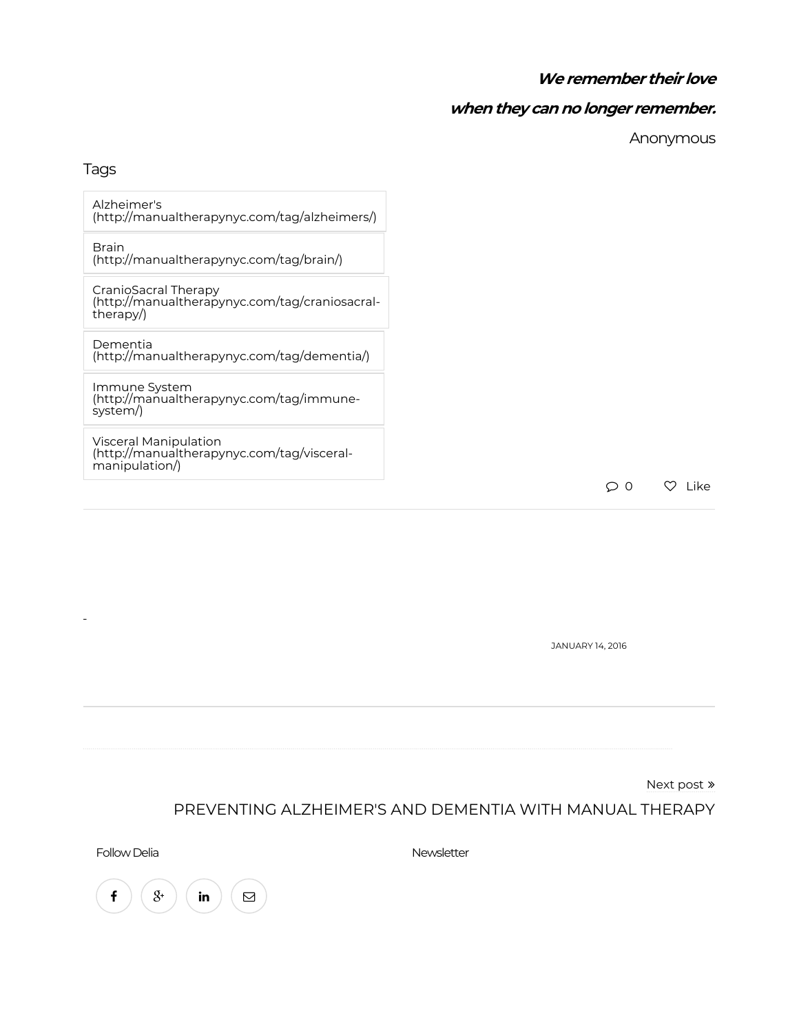***We remember their love***

***when they can no longer remember.***

Anonymous

Tags

- Alzheimer's (http://manualtherapynyc.com/tag/alzheimers/)
- Brain (http://manualtherapynyc.com/tag/brain/)
- CranioSacral Therapy (http://manualtherapynyc.com/tag/craniosacral-therapy/)
- Dementia (http://manualtherapynyc.com/tag/dementia/)
- Immune System (http://manualtherapynyc.com/tag/immune-system/)
- Visceral Manipulation (http://manualtherapynyc.com/tag/visceral-manipulation/)

0 Like

-

JANUARY 14, 2016

Next post »

PREVENTING ALZHEIMER'S AND DEMENTIA WITH MANUAL THERAPY

Follow Delia

Newsletter